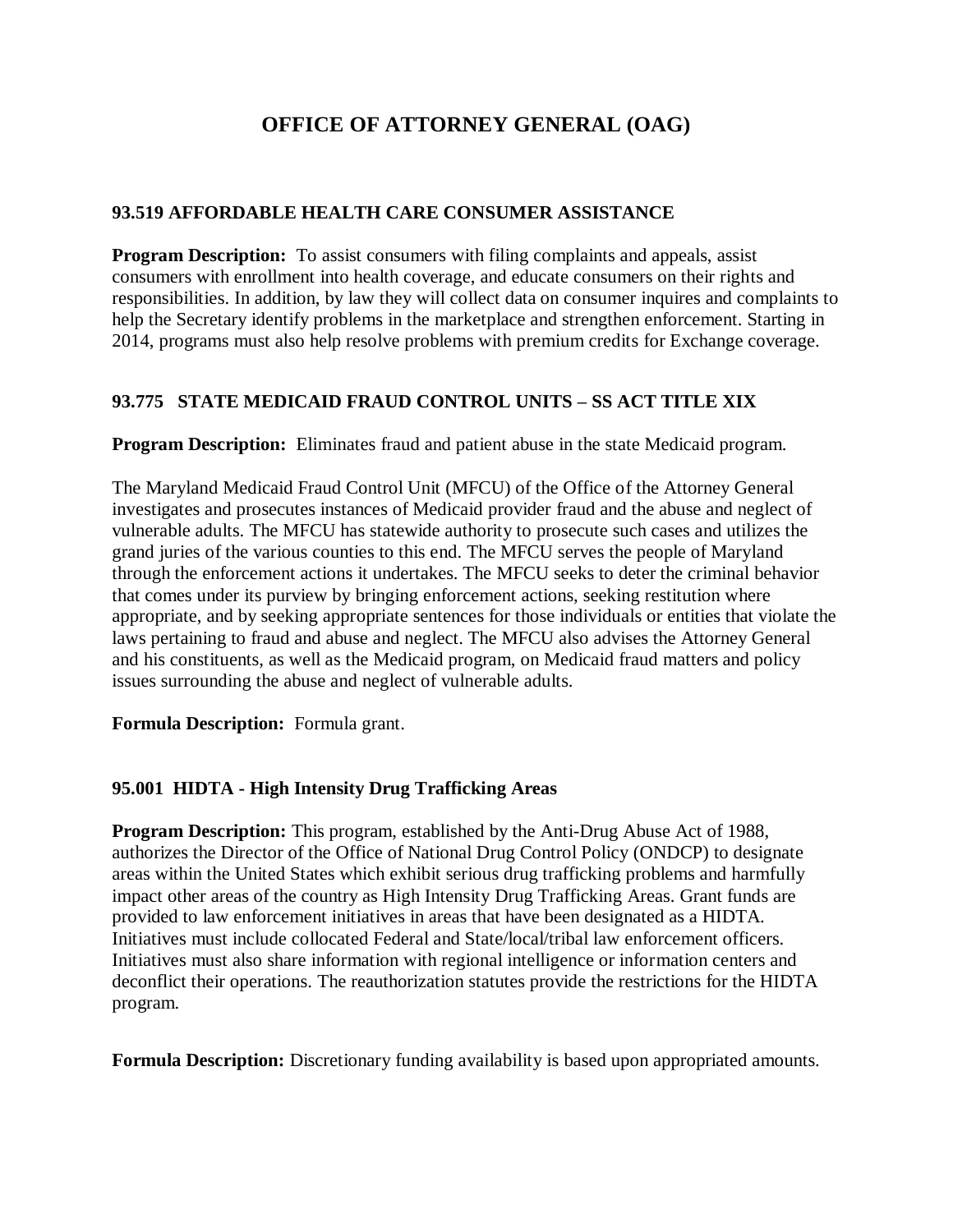# OFFICE OF ATTORNEY GENERAL (OAG)

### 93.519 AFFORDABLE HEALTH CARE CONSUMER ASSISTANCE

**Program Description:** To assist consumers with filing complaints and appeals, assist consumers with enrollment into health coverage, and educate consumers on their rights and responsibilities. In addition, by law they will collect data on consumer inquires and complaints to help the Secretary identify problems in the marketplace and strengthen enforcement. Starting in 2014, programs must also help resolve problems with premium credits for Exchange coverage.

### 93.775 STATE MEDICAID FRAUD CONTROL UNITS – SS ACT TITLE XIX

**Program Description:** Eliminates fraud and patient abuse in the state Medicaid program.

The Maryland Medicaid Fraud Control Unit (MFCU) of the Office of the Attorney General investigates and prosecutes instances of Medicaid provider fraud and the abuse and neglect of vulnerable adults. The MFCU has statewide authority to prosecute such cases and utilizes the grand juries of the various counties to this end. The MFCU serves the people of Maryland through the enforcement actions it undertakes. The MFCU seeks to deter the criminal behavior that comes under its purview by bringing enforcement actions, seeking restitution where appropriate, and by seeking appropriate sentences for those individuals or entities that violate the laws pertaining to fraud and abuse and neglect. The MFCU also advises the Attorney General and his constituents, as well as the Medicaid program, on Medicaid fraud matters and policy issues surrounding the abuse and neglect of vulnerable adults.

**Formula Description:** Formula grant.

### 95.001 HIDTA - High Intensity Drug Trafficking Areas

**Program Description:** This program, established by the Anti-Drug Abuse Act of 1988, authorizes the Director of the Office of National Drug Control Policy (ONDCP) to designate areas within the United States which exhibit serious drug trafficking problems and harmfully impact other areas of the country as High Intensity Drug Trafficking Areas. Grant funds are provided to law enforcement initiatives in areas that have been designated as a HIDTA. Initiatives must include collocated Federal and State/local/tribal law enforcement officers. Initiatives must also share information with regional intelligence or information centers and deconflict their operations. The reauthorization statutes provide the restrictions for the HIDTA program.

**Formula Description:** Discretionary funding availability is based upon appropriated amounts.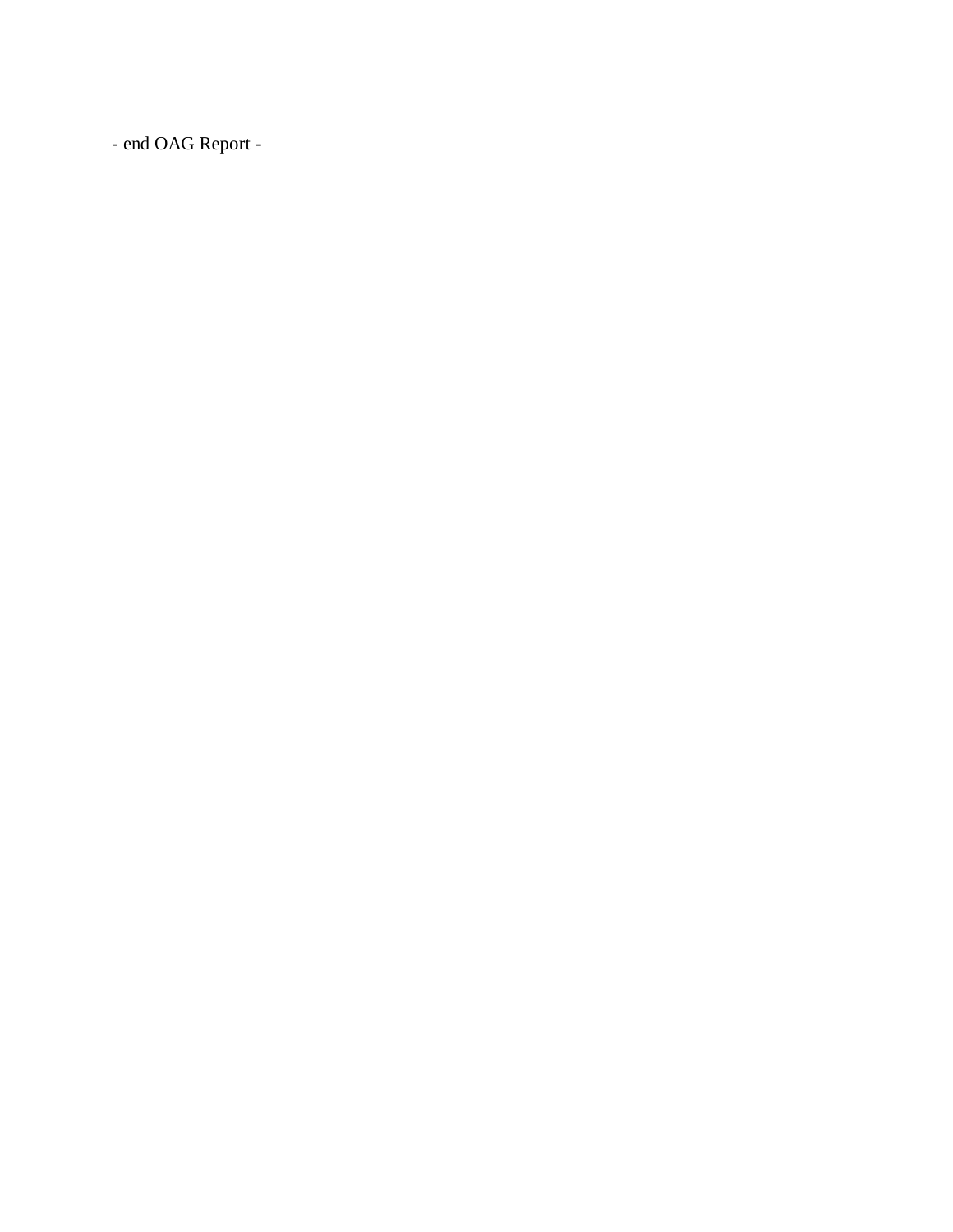- end OAG Report -